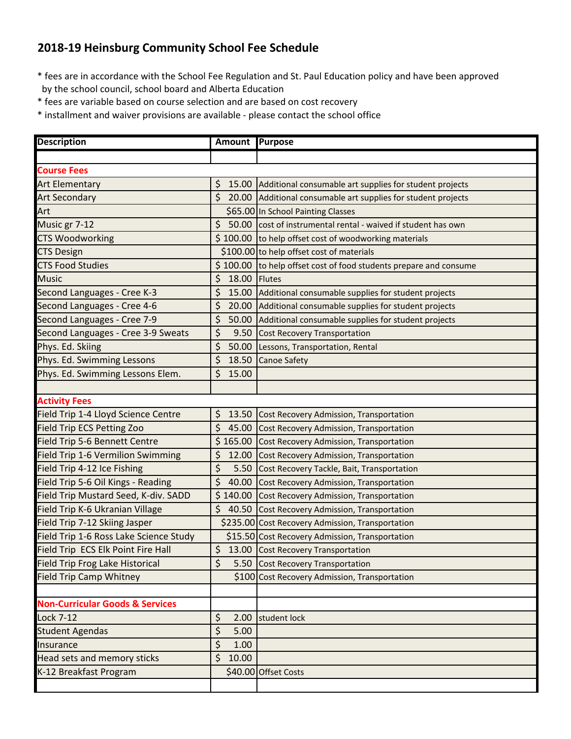# 2018-19 Heinsburg Community School Fee Schedule

* fees are in accordance with the School Fee Regulation and St. Paul Education policy and have been approved by the school council, school board and Alberta Education
* fees are variable based on course selection and are based on cost recovery
* installment and waiver provisions are available - please contact the school office

| Description | Amount | Purpose |
|---|---|---|
| | | |
| **Course Fees** | | |
| Art Elementary | $ 15.00 | Additional consumable art supplies for student projects |
| Art Secondary | $ 20.00 | Additional consumable art supplies for student projects |
| Art | $65.00 | In School Painting Classes |
| Music gr 7-12 | $ 50.00 | cost of instrumental rental - waived if student has own |
| CTS Woodworking | $ 100.00 | to help offset cost of woodworking materials |
| CTS Design | $100.00 | to help offset cost of materials |
| CTS Food Studies | $ 100.00 | to help offset cost of food students prepare and consume |
| Music | $ 18.00 | Flutes |
| Second Languages - Cree K-3 | $ 15.00 | Additional consumable supplies for student projects |
| Second Languages - Cree 4-6 | $ 20.00 | Additional consumable supplies for student projects |
| Second Languages - Cree 7-9 | $ 50.00 | Additional consumable supplies for student projects |
| Second Languages - Cree 3-9 Sweats | $ 9.50 | Cost Recovery Transportation |
| Phys. Ed. Skiing | $ 50.00 | Lessons, Transportation, Rental |
| Phys. Ed. Swimming Lessons | $ 18.50 | Canoe Safety |
| Phys. Ed. Swimming Lessons Elem. | $ 15.00 | |
| | | |
| **Activity Fees** | | |
| Field Trip 1-4 Lloyd Science Centre | $ 13.50 | Cost Recovery Admission, Transportation |
| Field Trip ECS Petting Zoo | $ 45.00 | Cost Recovery Admission, Transportation |
| Field Trip 5-6 Bennett Centre | $ 165.00 | Cost Recovery Admission, Transportation |
| Field Trip 1-6 Vermilion Swimming | $ 12.00 | Cost Recovery Admission, Transportation |
| Field Trip 4-12 Ice Fishing | $ 5.50 | Cost Recovery Tackle, Bait, Transportation |
| Field Trip 5-6 Oil Kings - Reading | $ 40.00 | Cost Recovery Admission, Transportation |
| Field Trip Mustard Seed, K-div. SADD | $ 140.00 | Cost Recovery Admission, Transportation |
| Field Trip K-6 Ukranian Village | $ 40.50 | Cost Recovery Admission, Transportation |
| Field Trip 7-12 Skiing Jasper | $235.00 | Cost Recovery Admission, Transportation |
| Field Trip 1-6 Ross Lake Science Study | $15.50 | Cost Recovery Admission, Transportation |
| Field Trip ECS Elk Point Fire Hall | $ 13.00 | Cost Recovery Transportation |
| Field Trip Frog Lake Historical | $ 5.50 | Cost Recovery Transportation |
| Field Trip Camp Whitney | $100 | Cost Recovery Admission, Transportation |
| | | |
| **Non-Curricular Goods & Services** | | |
| Lock 7-12 | $ 2.00 | student lock |
| Student Agendas | $ 5.00 | |
| Insurance | $ 1.00 | |
| Head sets and memory sticks | $ 10.00 | |
| K-12 Breakfast Program | $40.00 | Offset Costs |
| | | |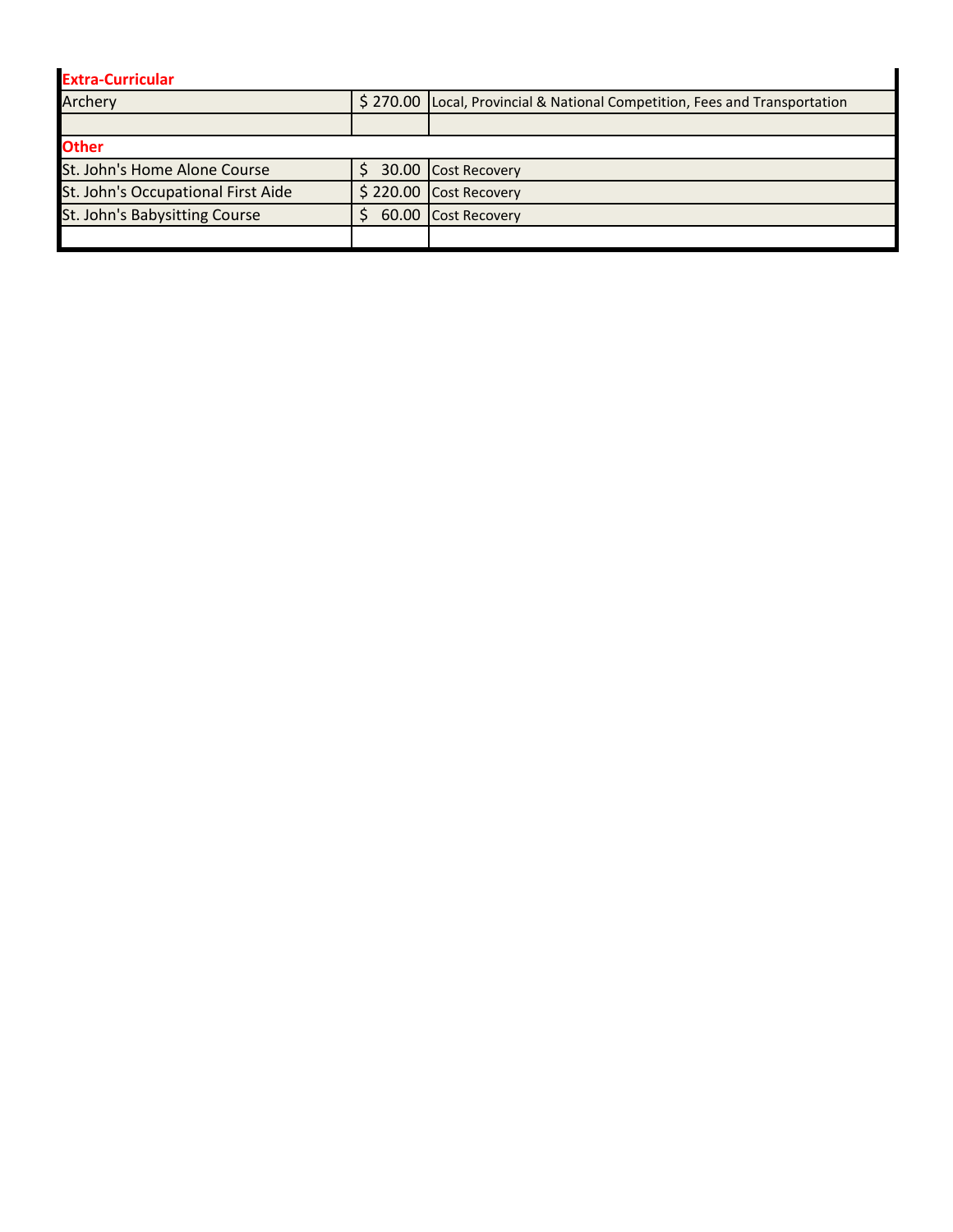| | | |
|---|---|---|
| **Extra-Curricular** | | |
| Archery | $ 270.00 | Local, Provincial & National Competition, Fees and Transportation |
| | | |
| **Other** | | |
| St. John's Home Alone Course | $ 30.00 | Cost Recovery |
| St. John's Occupational First Aide | $ 220.00 | Cost Recovery |
| St. John's Babysitting Course | $ 60.00 | Cost Recovery |
| | | |